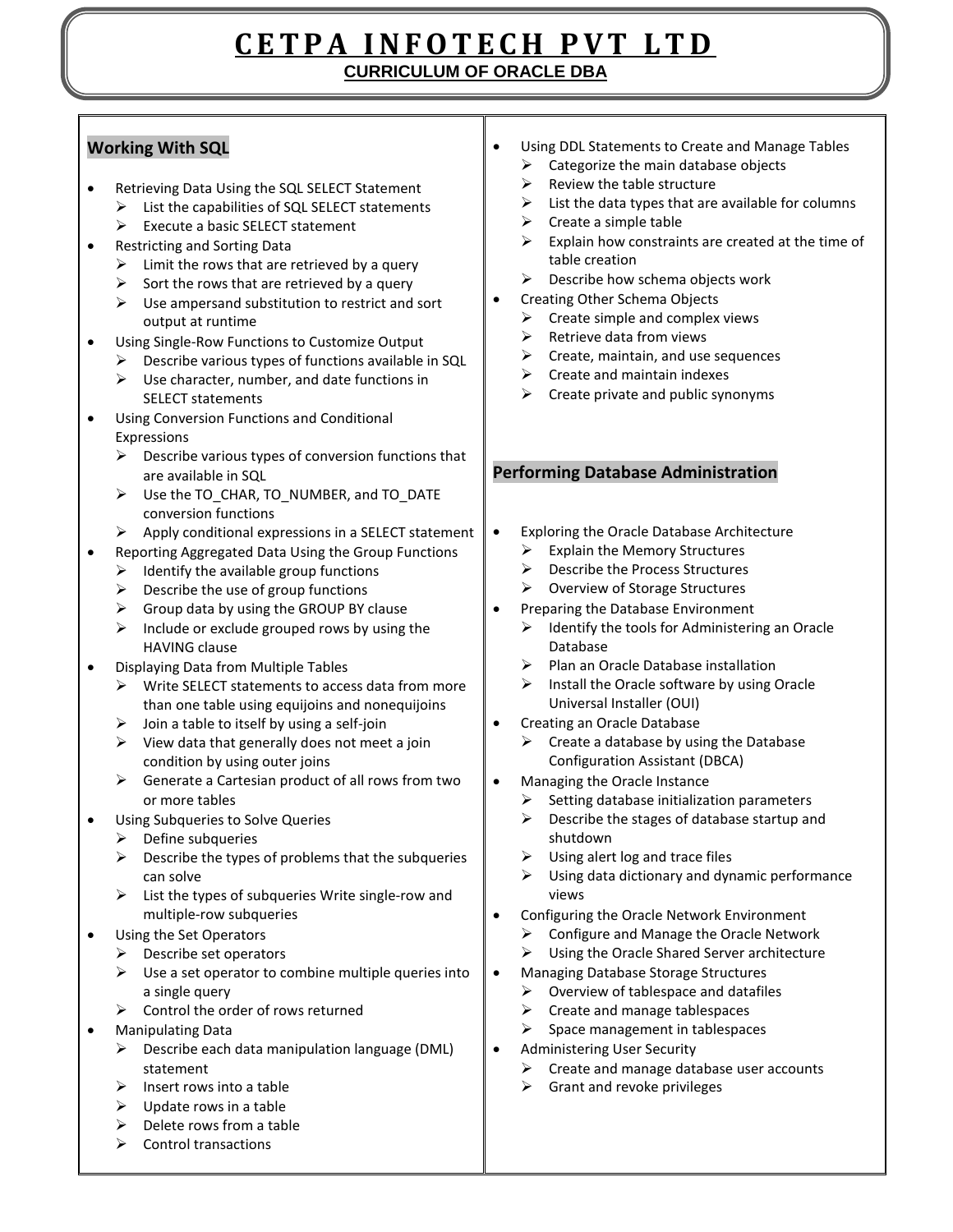# CETPA INFOTECH PVT LTD

## CURRICULUM OF ORACLE DBA

### Working With SQL

- Retrieving Data Using the SQL SELECT Statement
  - List the capabilities of SQL SELECT statements
  - Execute a basic SELECT statement
- Restricting and Sorting Data
  - Limit the rows that are retrieved by a query
  - Sort the rows that are retrieved by a query
  - Use ampersand substitution to restrict and sort output at runtime
- Using Single-Row Functions to Customize Output
  - Describe various types of functions available in SQL
  - Use character, number, and date functions in SELECT statements
- Using Conversion Functions and Conditional Expressions
  - Describe various types of conversion functions that are available in SQL
  - Use the TO_CHAR, TO_NUMBER, and TO_DATE conversion functions
  - Apply conditional expressions in a SELECT statement
- Reporting Aggregated Data Using the Group Functions
  - Identify the available group functions
  - Describe the use of group functions
  - Group data by using the GROUP BY clause
  - Include or exclude grouped rows by using the HAVING clause
- Displaying Data from Multiple Tables
  - Write SELECT statements to access data from more than one table using equijoins and nonequijoins
  - Join a table to itself by using a self-join
  - View data that generally does not meet a join condition by using outer joins
  - Generate a Cartesian product of all rows from two or more tables
- Using Subqueries to Solve Queries
  - Define subqueries
  - Describe the types of problems that the subqueries can solve
  - List the types of subqueries Write single-row and multiple-row subqueries
- Using the Set Operators
  - Describe set operators
  - Use a set operator to combine multiple queries into a single query
  - Control the order of rows returned
- Manipulating Data
  - Describe each data manipulation language (DML) statement
  - Insert rows into a table
  - Update rows in a table
  - Delete rows from a table
  - Control transactions
- Using DDL Statements to Create and Manage Tables
  - Categorize the main database objects
  - Review the table structure
  - List the data types that are available for columns
  - Create a simple table
  - Explain how constraints are created at the time of table creation
  - Describe how schema objects work
- Creating Other Schema Objects
  - Create simple and complex views
  - Retrieve data from views
  - Create, maintain, and use sequences
  - Create and maintain indexes
  - Create private and public synonyms

### Performing Database Administration

- Exploring the Oracle Database Architecture
  - Explain the Memory Structures
  - Describe the Process Structures
  - Overview of Storage Structures
- Preparing the Database Environment
  - Identify the tools for Administering an Oracle Database
  - Plan an Oracle Database installation
  - Install the Oracle software by using Oracle Universal Installer (OUI)
- Creating an Oracle Database
  - Create a database by using the Database Configuration Assistant (DBCA)
- Managing the Oracle Instance
  - Setting database initialization parameters
  - Describe the stages of database startup and shutdown
  - Using alert log and trace files
  - Using data dictionary and dynamic performance views
- Configuring the Oracle Network Environment
  - Configure and Manage the Oracle Network
  - Using the Oracle Shared Server architecture
- Managing Database Storage Structures
  - Overview of tablespace and datafiles
  - Create and manage tablespaces
  - Space management in tablespaces
- Administering User Security
  - Create and manage database user accounts
  - Grant and revoke privileges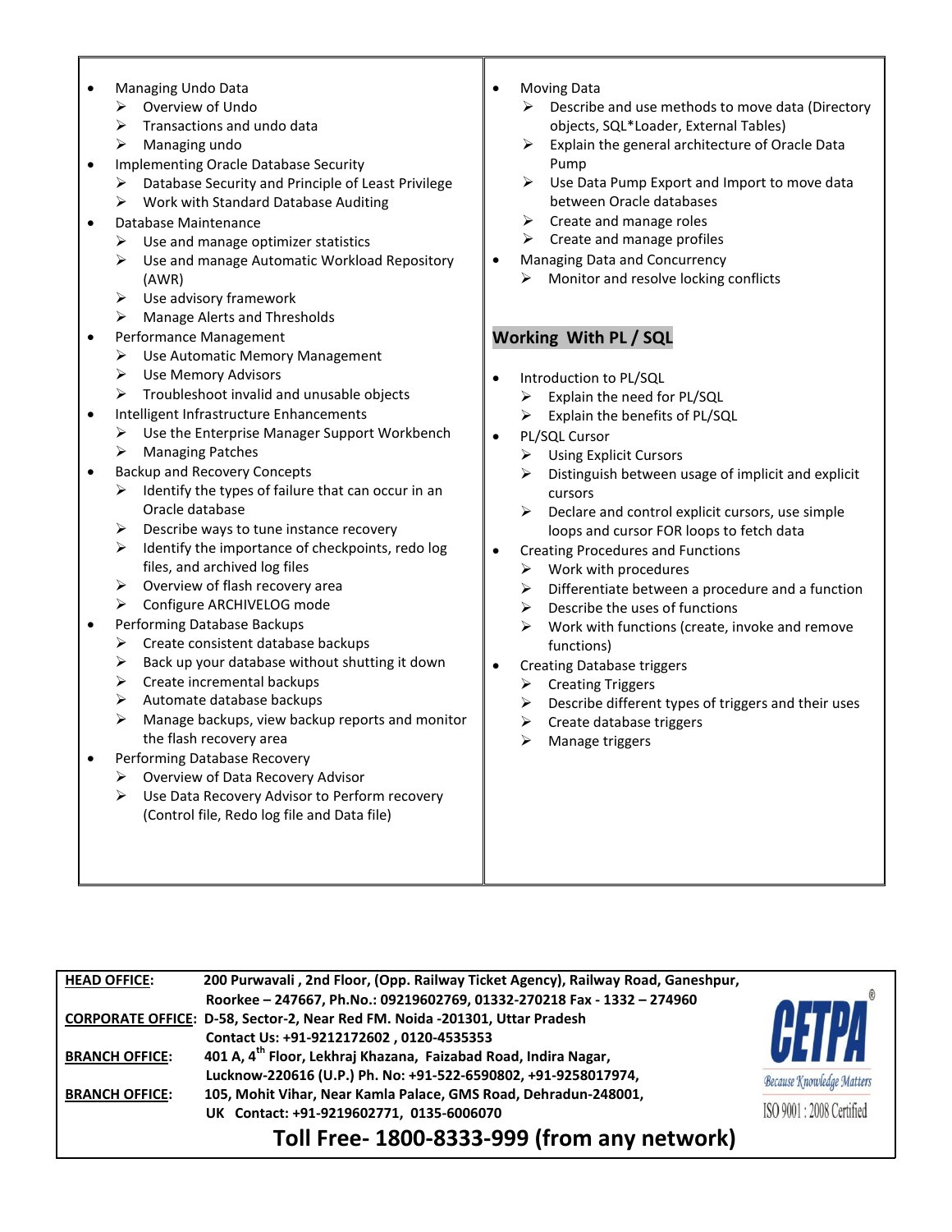- Managing Undo Data
  - Overview of Undo
  - Transactions and undo data
  - Managing undo
- Implementing Oracle Database Security
  - Database Security and Principle of Least Privilege
  - Work with Standard Database Auditing
- Database Maintenance
  - Use and manage optimizer statistics
  - Use and manage Automatic Workload Repository (AWR)
  - Use advisory framework
  - Manage Alerts and Thresholds
- Performance Management
  - Use Automatic Memory Management
  - Use Memory Advisors
  - Troubleshoot invalid and unusable objects
- Intelligent Infrastructure Enhancements
  - Use the Enterprise Manager Support Workbench
  - Managing Patches
- Backup and Recovery Concepts
  - Identify the types of failure that can occur in an Oracle database
  - Describe ways to tune instance recovery
  - Identify the importance of checkpoints, redo log files, and archived log files
  - Overview of flash recovery area
  - Configure ARCHIVELOG mode
- Performing Database Backups
  - Create consistent database backups
  - Back up your database without shutting it down
  - Create incremental backups
  - Automate database backups
  - Manage backups, view backup reports and monitor the flash recovery area
- Performing Database Recovery
  - Overview of Data Recovery Advisor
  - Use Data Recovery Advisor to Perform recovery (Control file, Redo log file and Data file)
- Moving Data
  - Describe and use methods to move data (Directory objects, SQL*Loader, External Tables)
  - Explain the general architecture of Oracle Data Pump
  - Use Data Pump Export and Import to move data between Oracle databases
  - Create and manage roles
  - Create and manage profiles
- Managing Data and Concurrency
  - Monitor and resolve locking conflicts

## Working With PL / SQL

- Introduction to PL/SQL
  - Explain the need for PL/SQL
  - Explain the benefits of PL/SQL
- PL/SQL Cursor
  - Using Explicit Cursors
  - Distinguish between usage of implicit and explicit cursors
  - Declare and control explicit cursors, use simple loops and cursor FOR loops to fetch data
- Creating Procedures and Functions
  - Work with procedures
  - Differentiate between a procedure and a function
  - Describe the uses of functions
  - Work with functions (create, invoke and remove functions)
- Creating Database triggers
  - Creating Triggers
  - Describe different types of triggers and their uses
  - Create database triggers
  - Manage triggers

**HEAD OFFICE:** 200 Purwavali , 2nd Floor, (Opp. Railway Ticket Agency), Railway Road, Ganeshpur, Roorkee – 247667, Ph.No.: 09219602769, 01332-270218 Fax - 1332 – 274960

**CORPORATE OFFICE:** D-58, Sector-2, Near Red FM. Noida -201301, Uttar Pradesh Contact Us: +91-9212172602 , 0120-4535353

**BRANCH OFFICE:** 401 A, 4th Floor, Lekhraj Khazana, Faizabad Road, Indira Nagar, Lucknow-220616 (U.P.) Ph. No: +91-522-6590802, +91-9258017974,

**BRANCH OFFICE:** 105, Mohit Vihar, Near Kamla Palace, GMS Road, Dehradun-248001, UK Contact: +91-9219602771, 0135-6006070

CETPA® Because Knowledge Matters ISO 9001 : 2008 Certified

**Toll Free- 1800-8333-999 (from any network)**